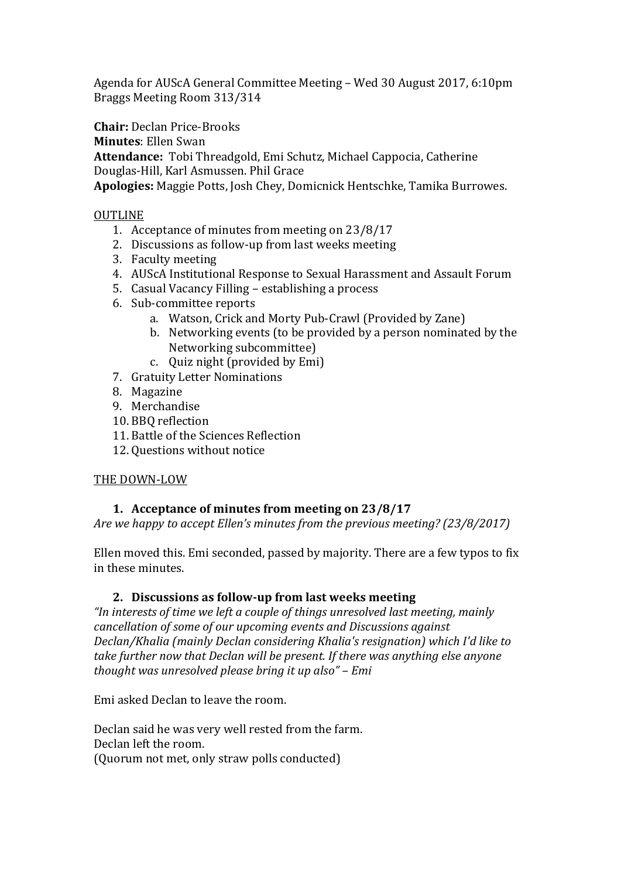Agenda for AUScA General Committee Meeting – Wed 30 August 2017, 6:10pm
Braggs Meeting Room 313/314

**Chair:** Declan Price-Brooks
**Minutes**: Ellen Swan
**Attendance:** Tobi Threadgold, Emi Schutz, Michael Cappocia, Catherine Douglas-Hill, Karl Asmussen. Phil Grace
**Apologies:** Maggie Potts, Josh Chey, Domicnick Hentschke, Tamika Burrowes.

<u>OUTLINE</u>

1. Acceptance of minutes from meeting on 23/8/17
2. Discussions as follow-up from last weeks meeting
3. Faculty meeting
4. AUScA Institutional Response to Sexual Harassment and Assault Forum
5. Casual Vacancy Filling – establishing a process
6. Sub-committee reports
    a. Watson, Crick and Morty Pub-Crawl (Provided by Zane)
    b. Networking events (to be provided by a person nominated by the Networking subcommittee)
    c. Quiz night (provided by Emi)
7. Gratuity Letter Nominations
8. Magazine
9. Merchandise
10. BBQ reflection
11. Battle of the Sciences Reflection
12. Questions without notice

<u>THE DOWN-LOW</u>

### 1. Acceptance of minutes from meeting on 23/8/17

*Are we happy to accept Ellen's minutes from the previous meeting? (23/8/2017)*

Ellen moved this. Emi seconded, passed by majority. There are a few typos to fix in these minutes.

### 2. Discussions as follow-up from last weeks meeting

*"In interests of time we left a couple of things unresolved last meeting, mainly cancellation of some of our upcoming events and Discussions against Declan/Khalia (mainly Declan considering Khalia's resignation) which I'd like to take further now that Declan will be present. If there was anything else anyone thought was unresolved please bring it up also" – Emi*

Emi asked Declan to leave the room.

Declan said he was very well rested from the farm.
Declan left the room.
(Quorum not met, only straw polls conducted)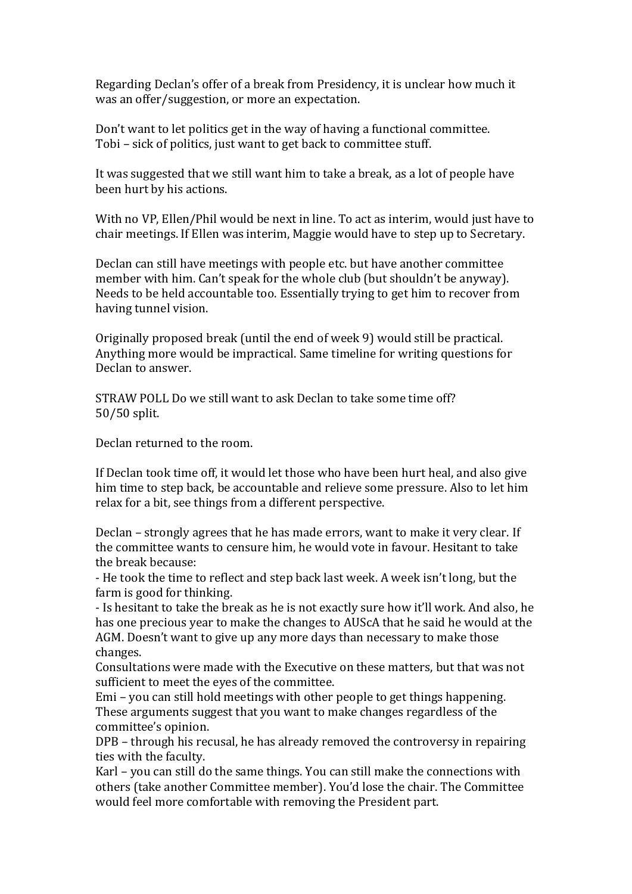Regarding Declan's offer of a break from Presidency, it is unclear how much it was an offer/suggestion, or more an expectation.

Don't want to let politics get in the way of having a functional committee.
Tobi – sick of politics, just want to get back to committee stuff.

It was suggested that we still want him to take a break, as a lot of people have been hurt by his actions.

With no VP, Ellen/Phil would be next in line. To act as interim, would just have to chair meetings. If Ellen was interim, Maggie would have to step up to Secretary.

Declan can still have meetings with people etc. but have another committee member with him. Can't speak for the whole club (but shouldn't be anyway). Needs to be held accountable too. Essentially trying to get him to recover from having tunnel vision.

Originally proposed break (until the end of week 9) would still be practical. Anything more would be impractical. Same timeline for writing questions for Declan to answer.

STRAW POLL Do we still want to ask Declan to take some time off?
50/50 split.

Declan returned to the room.

If Declan took time off, it would let those who have been hurt heal, and also give him time to step back, be accountable and relieve some pressure. Also to let him relax for a bit, see things from a different perspective.

Declan – strongly agrees that he has made errors, want to make it very clear. If the committee wants to censure him, he would vote in favour. Hesitant to take the break because:
- He took the time to reflect and step back last week. A week isn't long, but the farm is good for thinking.
- Is hesitant to take the break as he is not exactly sure how it'll work. And also, he has one precious year to make the changes to AUScA that he said he would at the AGM. Doesn't want to give up any more days than necessary to make those changes.

Consultations were made with the Executive on these matters, but that was not sufficient to meet the eyes of the committee.
Emi – you can still hold meetings with other people to get things happening. These arguments suggest that you want to make changes regardless of the committee's opinion.
DPB – through his recusal, he has already removed the controversy in repairing ties with the faculty.
Karl – you can still do the same things. You can still make the connections with others (take another Committee member). You'd lose the chair. The Committee would feel more comfortable with removing the President part.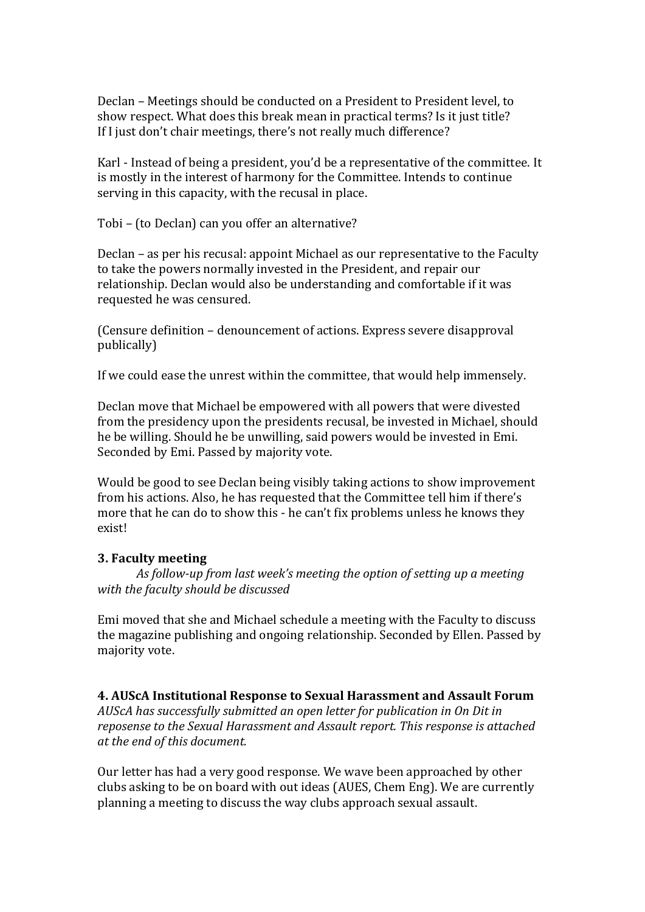Declan – Meetings should be conducted on a President to President level, to show respect. What does this break mean in practical terms? Is it just title? If I just don't chair meetings, there's not really much difference?

Karl - Instead of being a president, you'd be a representative of the committee. It is mostly in the interest of harmony for the Committee. Intends to continue serving in this capacity, with the recusal in place.

Tobi – (to Declan) can you offer an alternative?

Declan – as per his recusal: appoint Michael as our representative to the Faculty to take the powers normally invested in the President, and repair our relationship. Declan would also be understanding and comfortable if it was requested he was censured.

(Censure definition – denouncement of actions. Express severe disapproval publically)

If we could ease the unrest within the committee, that would help immensely.

Declan move that Michael be empowered with all powers that were divested from the presidency upon the presidents recusal, be invested in Michael, should he be willing. Should he be unwilling, said powers would be invested in Emi. Seconded by Emi. Passed by majority vote.

Would be good to see Declan being visibly taking actions to show improvement from his actions. Also, he has requested that the Committee tell him if there's more that he can do to show this - he can't fix problems unless he knows they exist!

### 3. Faculty meeting

*As follow-up from last week's meeting the option of setting up a meeting with the faculty should be discussed*

Emi moved that she and Michael schedule a meeting with the Faculty to discuss the magazine publishing and ongoing relationship. Seconded by Ellen. Passed by majority vote.

### 4. AUScA Institutional Response to Sexual Harassment and Assault Forum

*AUScA has successfully submitted an open letter for publication in On Dit in reposense to the Sexual Harassment and Assault report. This response is attached at the end of this document.*

Our letter has had a very good response. We wave been approached by other clubs asking to be on board with out ideas (AUES, Chem Eng). We are currently planning a meeting to discuss the way clubs approach sexual assault.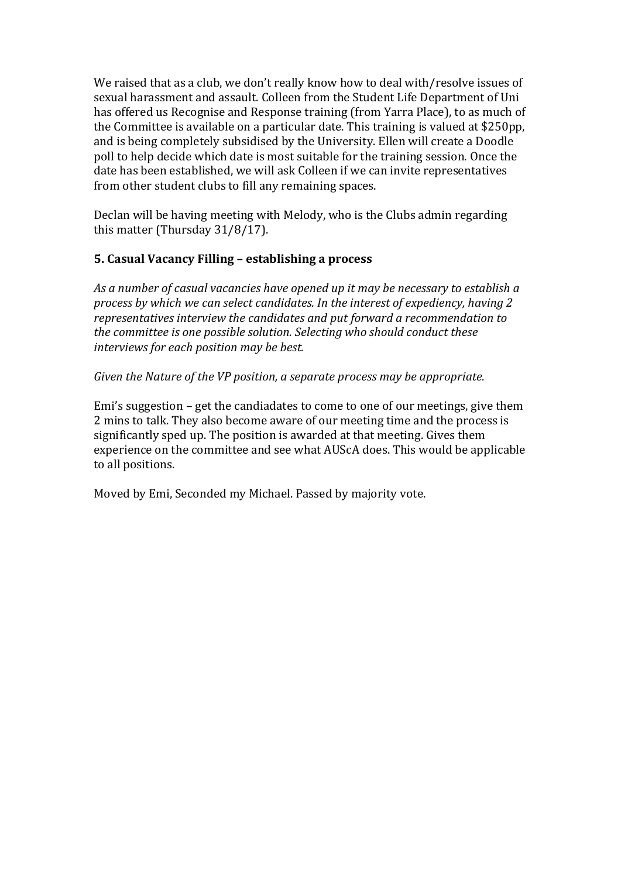We raised that as a club, we don't really know how to deal with/resolve issues of sexual harassment and assault. Colleen from the Student Life Department of Uni has offered us Recognise and Response training (from Yarra Place), to as much of the Committee is available on a particular date. This training is valued at $250pp, and is being completely subsidised by the University. Ellen will create a Doodle poll to help decide which date is most suitable for the training session. Once the date has been established, we will ask Colleen if we can invite representatives from other student clubs to fill any remaining spaces.

Declan will be having meeting with Melody, who is the Clubs admin regarding this matter (Thursday 31/8/17).

### 5. Casual Vacancy Filling – establishing a process

*As a number of casual vacancies have opened up it may be necessary to establish a process by which we can select candidates. In the interest of expediency, having 2 representatives interview the candidates and put forward a recommendation to the committee is one possible solution. Selecting who should conduct these interviews for each position may be best.*

*Given the Nature of the VP position, a separate process may be appropriate.*

Emi's suggestion – get the candiadates to come to one of our meetings, give them 2 mins to talk. They also become aware of our meeting time and the process is significantly sped up. The position is awarded at that meeting. Gives them experience on the committee and see what AUScA does. This would be applicable to all positions.

Moved by Emi, Seconded my Michael. Passed by majority vote.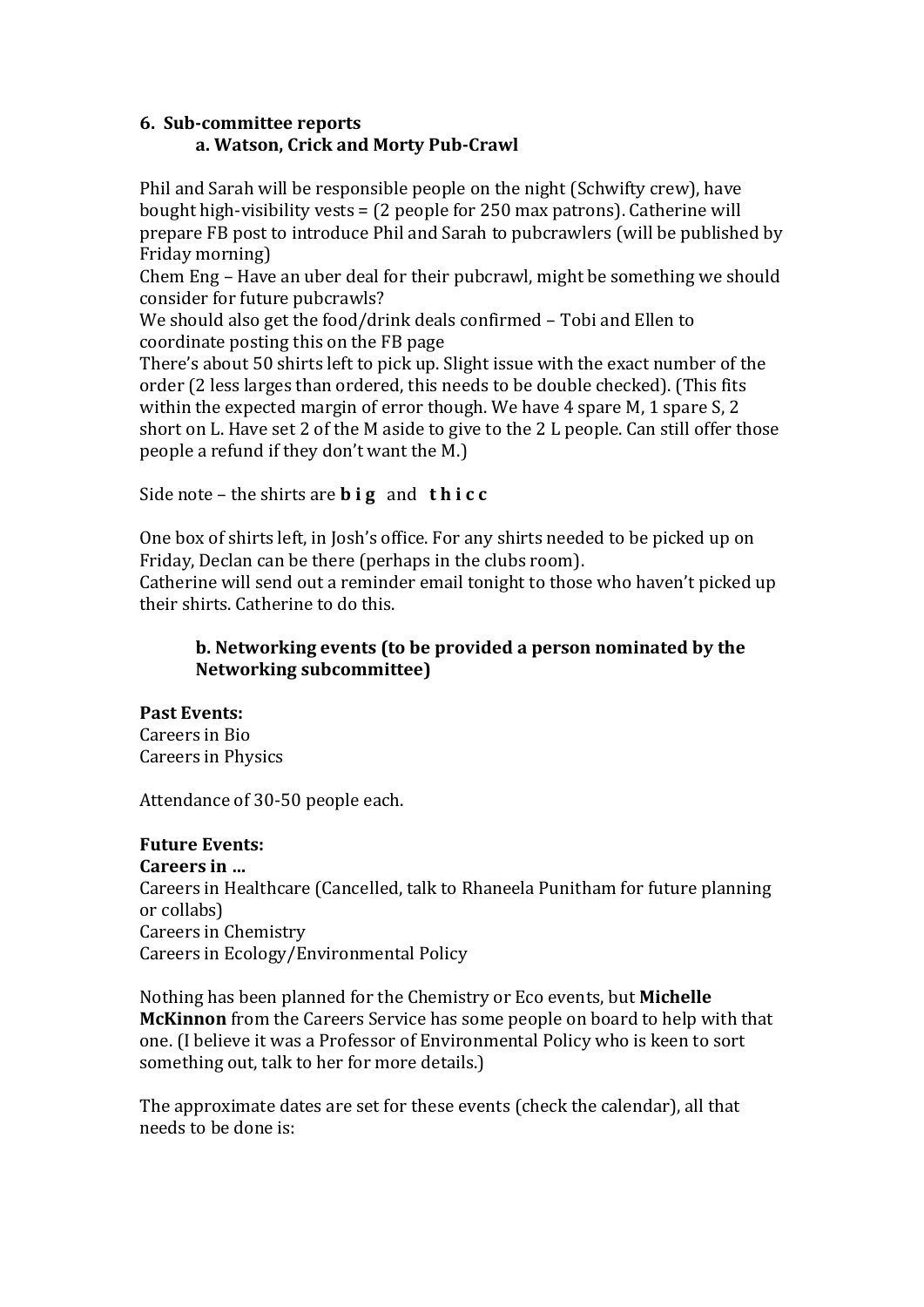## 6. Sub-committee reports

### a. Watson, Crick and Morty Pub-Crawl

Phil and Sarah will be responsible people on the night (Schwifty crew), have bought high-visibility vests = (2 people for 250 max patrons). Catherine will prepare FB post to introduce Phil and Sarah to pubcrawlers (will be published by Friday morning)

Chem Eng – Have an uber deal for their pubcrawl, might be something we should consider for future pubcrawls?

We should also get the food/drink deals confirmed – Tobi and Ellen to coordinate posting this on the FB page

There's about 50 shirts left to pick up. Slight issue with the exact number of the order (2 less larges than ordered, this needs to be double checked). (This fits within the expected margin of error though. We have 4 spare M, 1 spare S, 2 short on L. Have set 2 of the M aside to give to the 2 L people. Can still offer those people a refund if they don't want the M.)

Side note – the shirts are **b i g** and **t h i c c**

One box of shirts left, in Josh's office. For any shirts needed to be picked up on Friday, Declan can be there (perhaps in the clubs room).

Catherine will send out a reminder email tonight to those who haven't picked up their shirts. Catherine to do this.

### b. Networking events (to be provided a person nominated by the Networking subcommittee)

**Past Events:**

Careers in Bio

Careers in Physics

Attendance of 30-50 people each.

**Future Events:**

**Careers in ...**

Careers in Healthcare (Cancelled, talk to Rhaneela Punitham for future planning or collabs)

Careers in Chemistry

Careers in Ecology/Environmental Policy

Nothing has been planned for the Chemistry or Eco events, but **Michelle McKinnon** from the Careers Service has some people on board to help with that one. (I believe it was a Professor of Environmental Policy who is keen to sort something out, talk to her for more details.)

The approximate dates are set for these events (check the calendar), all that needs to be done is: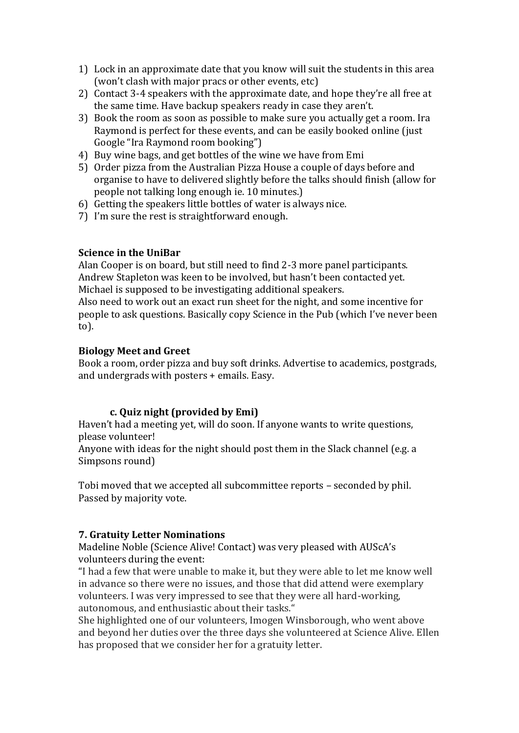1) Lock in an approximate date that you know will suit the students in this area (won't clash with major pracs or other events, etc)
2) Contact 3-4 speakers with the approximate date, and hope they're all free at the same time. Have backup speakers ready in case they aren't.
3) Book the room as soon as possible to make sure you actually get a room. Ira Raymond is perfect for these events, and can be easily booked online (just Google "Ira Raymond room booking")
4) Buy wine bags, and get bottles of the wine we have from Emi
5) Order pizza from the Australian Pizza House a couple of days before and organise to have to delivered slightly before the talks should finish (allow for people not talking long enough ie. 10 minutes.)
6) Getting the speakers little bottles of water is always nice.
7) I'm sure the rest is straightforward enough.

**Science in the UniBar**
Alan Cooper is on board, but still need to find 2-3 more panel participants. Andrew Stapleton was keen to be involved, but hasn't been contacted yet. Michael is supposed to be investigating additional speakers.
Also need to work out an exact run sheet for the night, and some incentive for people to ask questions. Basically copy Science in the Pub (which I've never been to).

**Biology Meet and Greet**
Book a room, order pizza and buy soft drinks. Advertise to academics, postgrads, and undergrads with posters + emails. Easy.

**c. Quiz night (provided by Emi)**
Haven't had a meeting yet, will do soon. If anyone wants to write questions, please volunteer!
Anyone with ideas for the night should post them in the Slack channel (e.g. a Simpsons round)

Tobi moved that we accepted all subcommittee reports – seconded by phil. Passed by majority vote.

### 7. Gratuity Letter Nominations

Madeline Noble (Science Alive! Contact) was very pleased with AUScA's volunteers during the event:
"I had a few that were unable to make it, but they were able to let me know well in advance so there were no issues, and those that did attend were exemplary volunteers. I was very impressed to see that they were all hard-working, autonomous, and enthusiastic about their tasks."
She highlighted one of our volunteers, Imogen Winsborough, who went above and beyond her duties over the three days she volunteered at Science Alive. Ellen has proposed that we consider her for a gratuity letter.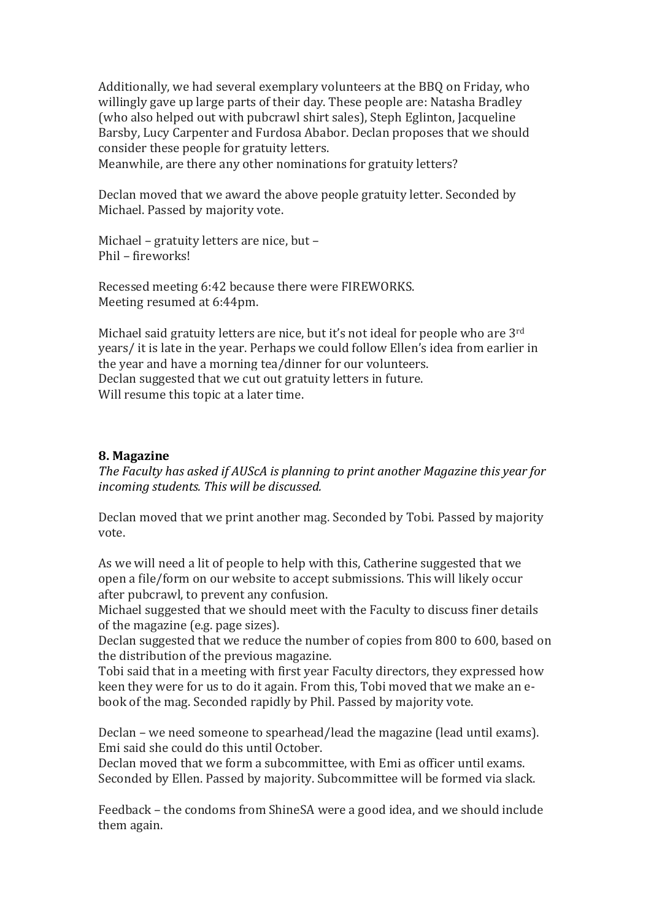Additionally, we had several exemplary volunteers at the BBQ on Friday, who willingly gave up large parts of their day. These people are: Natasha Bradley (who also helped out with pubcrawl shirt sales), Steph Eglinton, Jacqueline Barsby, Lucy Carpenter and Furdosa Ababor. Declan proposes that we should consider these people for gratuity letters.
Meanwhile, are there any other nominations for gratuity letters?

Declan moved that we award the above people gratuity letter. Seconded by Michael. Passed by majority vote.

Michael – gratuity letters are nice, but –
Phil – fireworks!

Recessed meeting 6:42 because there were FIREWORKS.
Meeting resumed at 6:44pm.

Michael said gratuity letters are nice, but it's not ideal for people who are 3rd years/ it is late in the year. Perhaps we could follow Ellen's idea from earlier in the year and have a morning tea/dinner for our volunteers.
Declan suggested that we cut out gratuity letters in future.
Will resume this topic at a later time.

**8. Magazine**

*The Faculty has asked if AUScA is planning to print another Magazine this year for incoming students. This will be discussed.*

Declan moved that we print another mag. Seconded by Tobi. Passed by majority vote.

As we will need a lit of people to help with this, Catherine suggested that we open a file/form on our website to accept submissions. This will likely occur after pubcrawl, to prevent any confusion.
Michael suggested that we should meet with the Faculty to discuss finer details of the magazine (e.g. page sizes).
Declan suggested that we reduce the number of copies from 800 to 600, based on the distribution of the previous magazine.
Tobi said that in a meeting with first year Faculty directors, they expressed how keen they were for us to do it again. From this, Tobi moved that we make an e-book of the mag. Seconded rapidly by Phil. Passed by majority vote.

Declan – we need someone to spearhead/lead the magazine (lead until exams). Emi said she could do this until October.
Declan moved that we form a subcommittee, with Emi as officer until exams. Seconded by Ellen. Passed by majority. Subcommittee will be formed via slack.

Feedback – the condoms from ShineSA were a good idea, and we should include them again.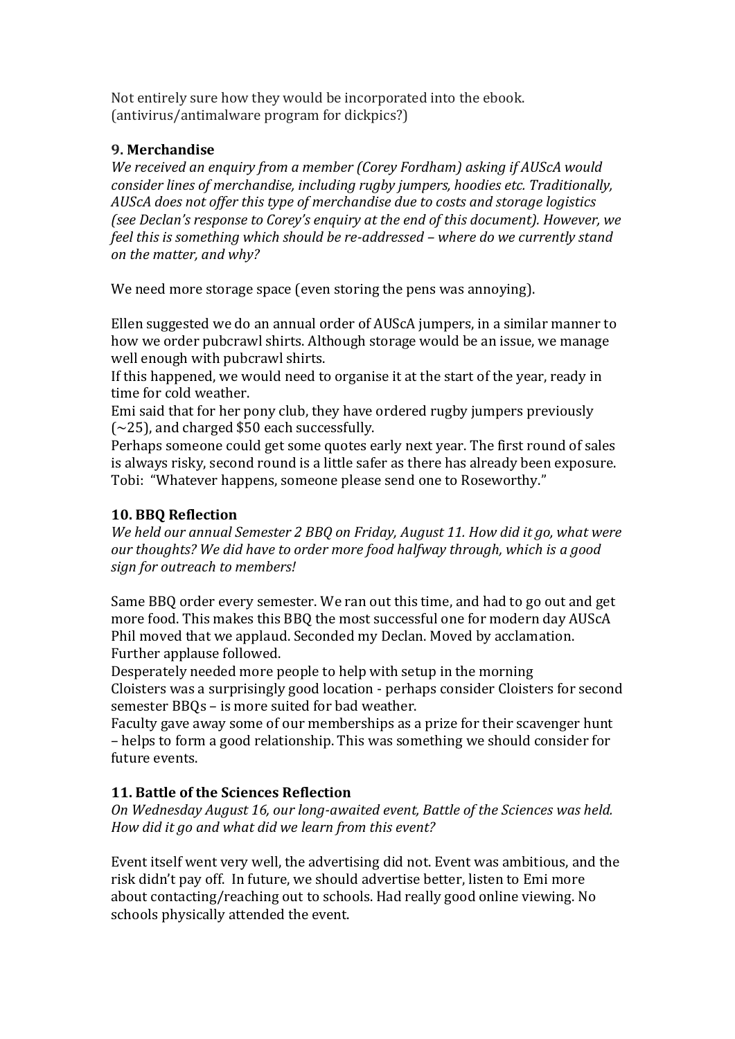Not entirely sure how they would be incorporated into the ebook. (antivirus/antimalware program for dickpics?)

### 9. Merchandise

*We received an enquiry from a member (Corey Fordham) asking if AUScA would consider lines of merchandise, including rugby jumpers, hoodies etc. Traditionally, AUScA does not offer this type of merchandise due to costs and storage logistics (see Declan's response to Corey's enquiry at the end of this document). However, we feel this is something which should be re-addressed – where do we currently stand on the matter, and why?*

We need more storage space (even storing the pens was annoying).

Ellen suggested we do an annual order of AUScA jumpers, in a similar manner to how we order pubcrawl shirts. Although storage would be an issue, we manage well enough with pubcrawl shirts.
If this happened, we would need to organise it at the start of the year, ready in time for cold weather.
Emi said that for her pony club, they have ordered rugby jumpers previously (~25), and charged $50 each successfully.
Perhaps someone could get some quotes early next year. The first round of sales is always risky, second round is a little safer as there has already been exposure.
Tobi: "Whatever happens, someone please send one to Roseworthy."

### 10. BBQ Reflection

*We held our annual Semester 2 BBQ on Friday, August 11. How did it go, what were our thoughts? We did have to order more food halfway through, which is a good sign for outreach to members!*

Same BBQ order every semester. We ran out this time, and had to go out and get more food. This makes this BBQ the most successful one for modern day AUScA
Phil moved that we applaud. Seconded my Declan. Moved by acclamation. Further applause followed.
Desperately needed more people to help with setup in the morning
Cloisters was a surprisingly good location - perhaps consider Cloisters for second semester BBQs – is more suited for bad weather.
Faculty gave away some of our memberships as a prize for their scavenger hunt – helps to form a good relationship. This was something we should consider for future events.

### 11. Battle of the Sciences Reflection

*On Wednesday August 16, our long-awaited event, Battle of the Sciences was held. How did it go and what did we learn from this event?*

Event itself went very well, the advertising did not. Event was ambitious, and the risk didn't pay off. In future, we should advertise better, listen to Emi more about contacting/reaching out to schools. Had really good online viewing. No schools physically attended the event.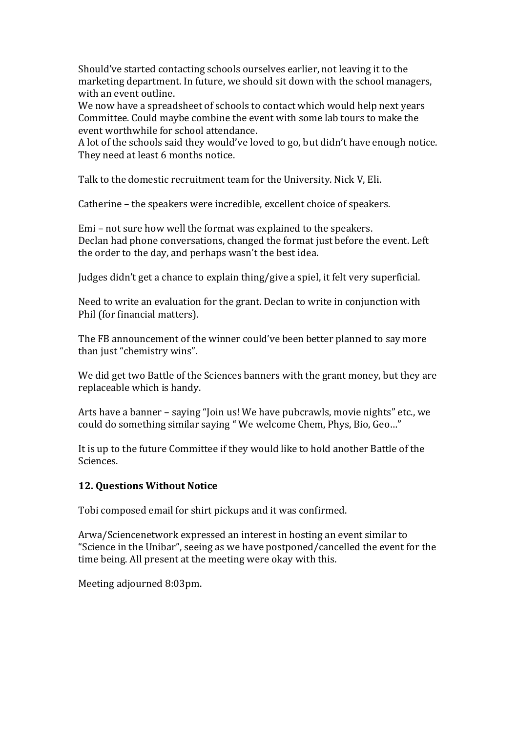Should've started contacting schools ourselves earlier, not leaving it to the marketing department. In future, we should sit down with the school managers, with an event outline.
We now have a spreadsheet of schools to contact which would help next years Committee. Could maybe combine the event with some lab tours to make the event worthwhile for school attendance.
A lot of the schools said they would've loved to go, but didn't have enough notice. They need at least 6 months notice.

Talk to the domestic recruitment team for the University. Nick V, Eli.

Catherine – the speakers were incredible, excellent choice of speakers.

Emi – not sure how well the format was explained to the speakers.
Declan had phone conversations, changed the format just before the event. Left the order to the day, and perhaps wasn't the best idea.

Judges didn't get a chance to explain thing/give a spiel, it felt very superficial.

Need to write an evaluation for the grant. Declan to write in conjunction with Phil (for financial matters).

The FB announcement of the winner could've been better planned to say more than just "chemistry wins".

We did get two Battle of the Sciences banners with the grant money, but they are replaceable which is handy.

Arts have a banner – saying "Join us! We have pubcrawls, movie nights" etc., we could do something similar saying " We welcome Chem, Phys, Bio, Geo…"

It is up to the future Committee if they would like to hold another Battle of the Sciences.

### 12. Questions Without Notice

Tobi composed email for shirt pickups and it was confirmed.

Arwa/Sciencenetwork expressed an interest in hosting an event similar to "Science in the Unibar", seeing as we have postponed/cancelled the event for the time being. All present at the meeting were okay with this.

Meeting adjourned 8:03pm.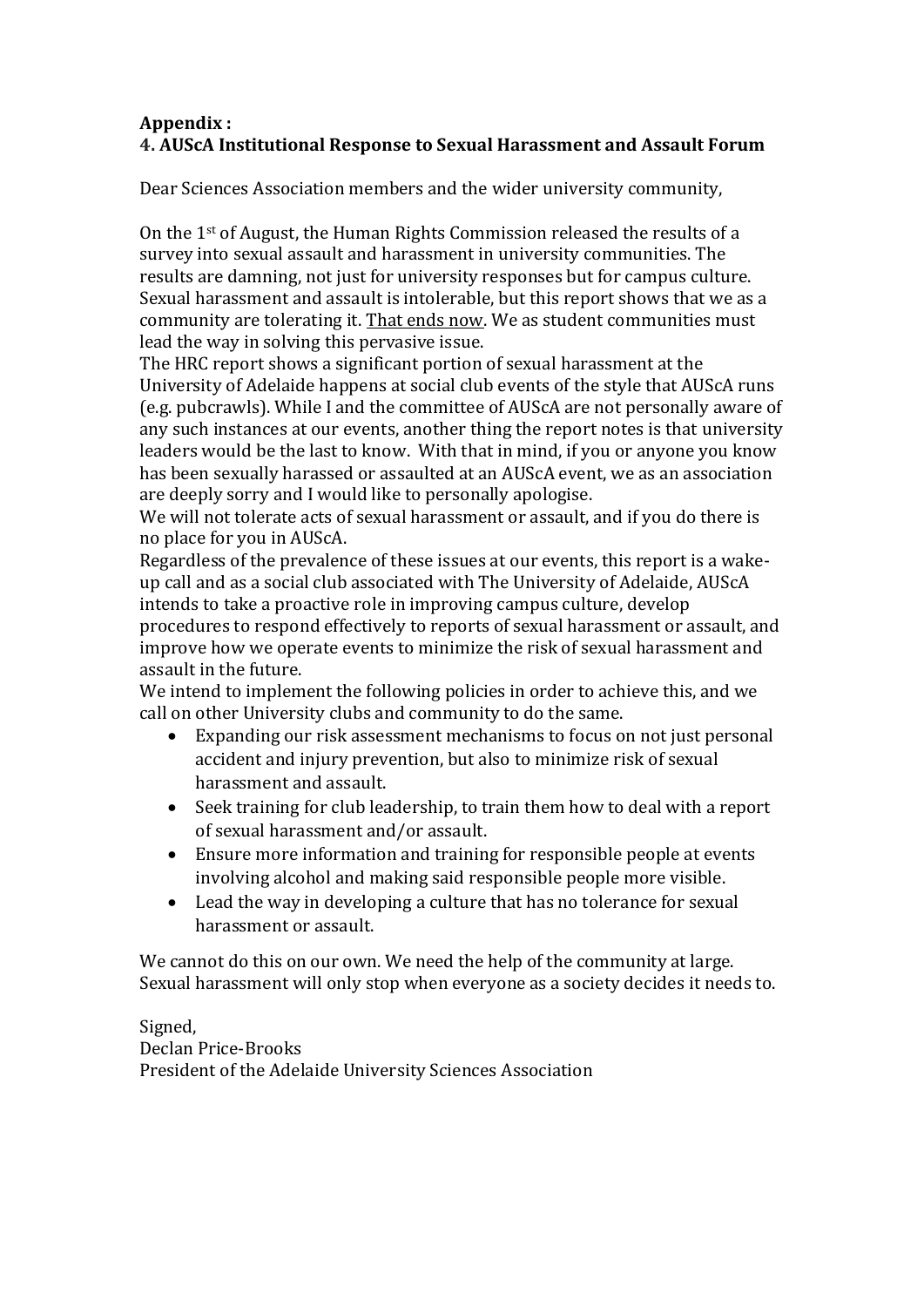**Appendix :**
**4. AUScA Institutional Response to Sexual Harassment and Assault Forum**

Dear Sciences Association members and the wider university community,

On the 1st of August, the Human Rights Commission released the results of a survey into sexual assault and harassment in university communities. The results are damning, not just for university responses but for campus culture. Sexual harassment and assault is intolerable, but this report shows that we as a community are tolerating it. <u>That ends now</u>. We as student communities must lead the way in solving this pervasive issue.

The HRC report shows a significant portion of sexual harassment at the University of Adelaide happens at social club events of the style that AUScA runs (e.g. pubcrawls). While I and the committee of AUScA are not personally aware of any such instances at our events, another thing the report notes is that university leaders would be the last to know. With that in mind, if you or anyone you know has been sexually harassed or assaulted at an AUScA event, we as an association are deeply sorry and I would like to personally apologise.

We will not tolerate acts of sexual harassment or assault, and if you do there is no place for you in AUScA.

Regardless of the prevalence of these issues at our events, this report is a wake-up call and as a social club associated with The University of Adelaide, AUScA intends to take a proactive role in improving campus culture, develop procedures to respond effectively to reports of sexual harassment or assault, and improve how we operate events to minimize the risk of sexual harassment and assault in the future.

We intend to implement the following policies in order to achieve this, and we call on other University clubs and community to do the same.

- Expanding our risk assessment mechanisms to focus on not just personal accident and injury prevention, but also to minimize risk of sexual harassment and assault.
- Seek training for club leadership, to train them how to deal with a report of sexual harassment and/or assault.
- Ensure more information and training for responsible people at events involving alcohol and making said responsible people more visible.
- Lead the way in developing a culture that has no tolerance for sexual harassment or assault.

We cannot do this on our own. We need the help of the community at large. Sexual harassment will only stop when everyone as a society decides it needs to.

Signed,
Declan Price-Brooks
President of the Adelaide University Sciences Association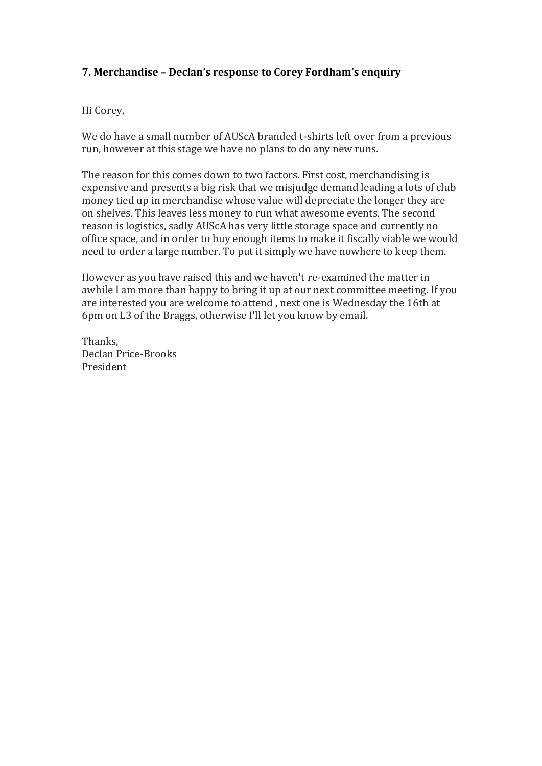### 7. Merchandise – Declan's response to Corey Fordham's enquiry

Hi Corey,

We do have a small number of AUScA branded t-shirts left over from a previous run, however at this stage we have no plans to do any new runs.

The reason for this comes down to two factors. First cost, merchandising is expensive and presents a big risk that we misjudge demand leading a lots of club money tied up in merchandise whose value will depreciate the longer they are on shelves. This leaves less money to run what awesome events. The second reason is logistics, sadly AUScA has very little storage space and currently no office space, and in order to buy enough items to make it fiscally viable we would need to order a large number. To put it simply we have nowhere to keep them.

However as you have raised this and we haven't re-examined the matter in awhile I am more than happy to bring it up at our next committee meeting. If you are interested you are welcome to attend , next one is Wednesday the 16th at 6pm on L3 of the Braggs, otherwise I'll let you know by email.

Thanks,
Declan Price-Brooks
President